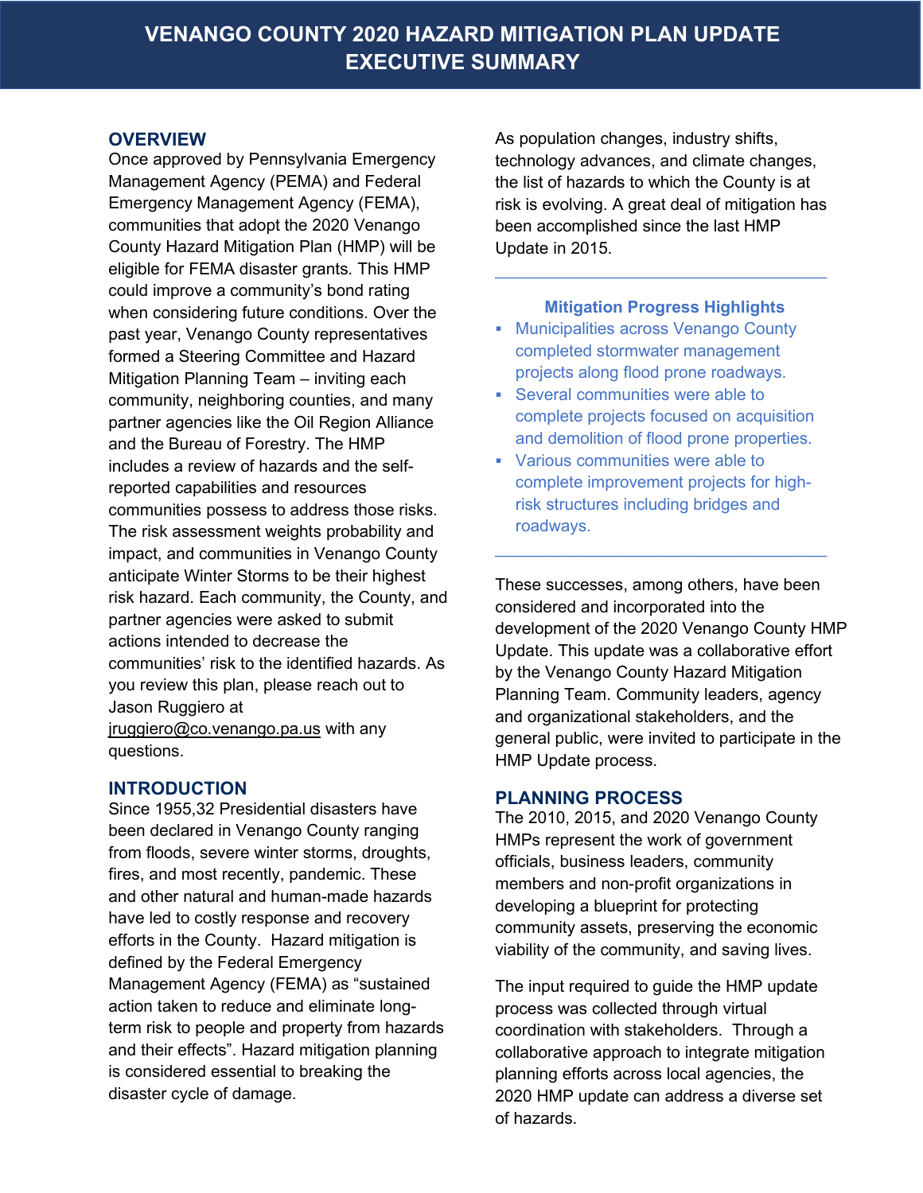# VENANGO COUNTY 2020 HAZARD MITIGATION PLAN UPDATE EXECUTIVE SUMMARY

## OVERVIEW

Once approved by Pennsylvania Emergency Management Agency (PEMA) and Federal Emergency Management Agency (FEMA), communities that adopt the 2020 Venango County Hazard Mitigation Plan (HMP) will be eligible for FEMA disaster grants. This HMP could improve a community's bond rating when considering future conditions. Over the past year, Venango County representatives formed a Steering Committee and Hazard Mitigation Planning Team – inviting each community, neighboring counties, and many partner agencies like the Oil Region Alliance and the Bureau of Forestry. The HMP includes a review of hazards and the self-reported capabilities and resources communities possess to address those risks. The risk assessment weights probability and impact, and communities in Venango County anticipate Winter Storms to be their highest risk hazard. Each community, the County, and partner agencies were asked to submit actions intended to decrease the communities' risk to the identified hazards. As you review this plan, please reach out to Jason Ruggiero at jruggiero@co.venango.pa.us with any questions.

## INTRODUCTION

Since 1955,32 Presidential disasters have been declared in Venango County ranging from floods, severe winter storms, droughts, fires, and most recently, pandemic. These and other natural and human-made hazards have led to costly response and recovery efforts in the County. Hazard mitigation is defined by the Federal Emergency Management Agency (FEMA) as "sustained action taken to reduce and eliminate long-term risk to people and property from hazards and their effects". Hazard mitigation planning is considered essential to breaking the disaster cycle of damage.

As population changes, industry shifts, technology advances, and climate changes, the list of hazards to which the County is at risk is evolving. A great deal of mitigation has been accomplished since the last HMP Update in 2015.

---

### Mitigation Progress Highlights

- Municipalities across Venango County completed stormwater management projects along flood prone roadways.
- Several communities were able to complete projects focused on acquisition and demolition of flood prone properties.
- Various communities were able to complete improvement projects for high-risk structures including bridges and roadways.

---

These successes, among others, have been considered and incorporated into the development of the 2020 Venango County HMP Update. This update was a collaborative effort by the Venango County Hazard Mitigation Planning Team. Community leaders, agency and organizational stakeholders, and the general public, were invited to participate in the HMP Update process.

## PLANNING PROCESS

The 2010, 2015, and 2020 Venango County HMPs represent the work of government officials, business leaders, community members and non-profit organizations in developing a blueprint for protecting community assets, preserving the economic viability of the community, and saving lives.

The input required to guide the HMP update process was collected through virtual coordination with stakeholders. Through a collaborative approach to integrate mitigation planning efforts across local agencies, the 2020 HMP update can address a diverse set of hazards.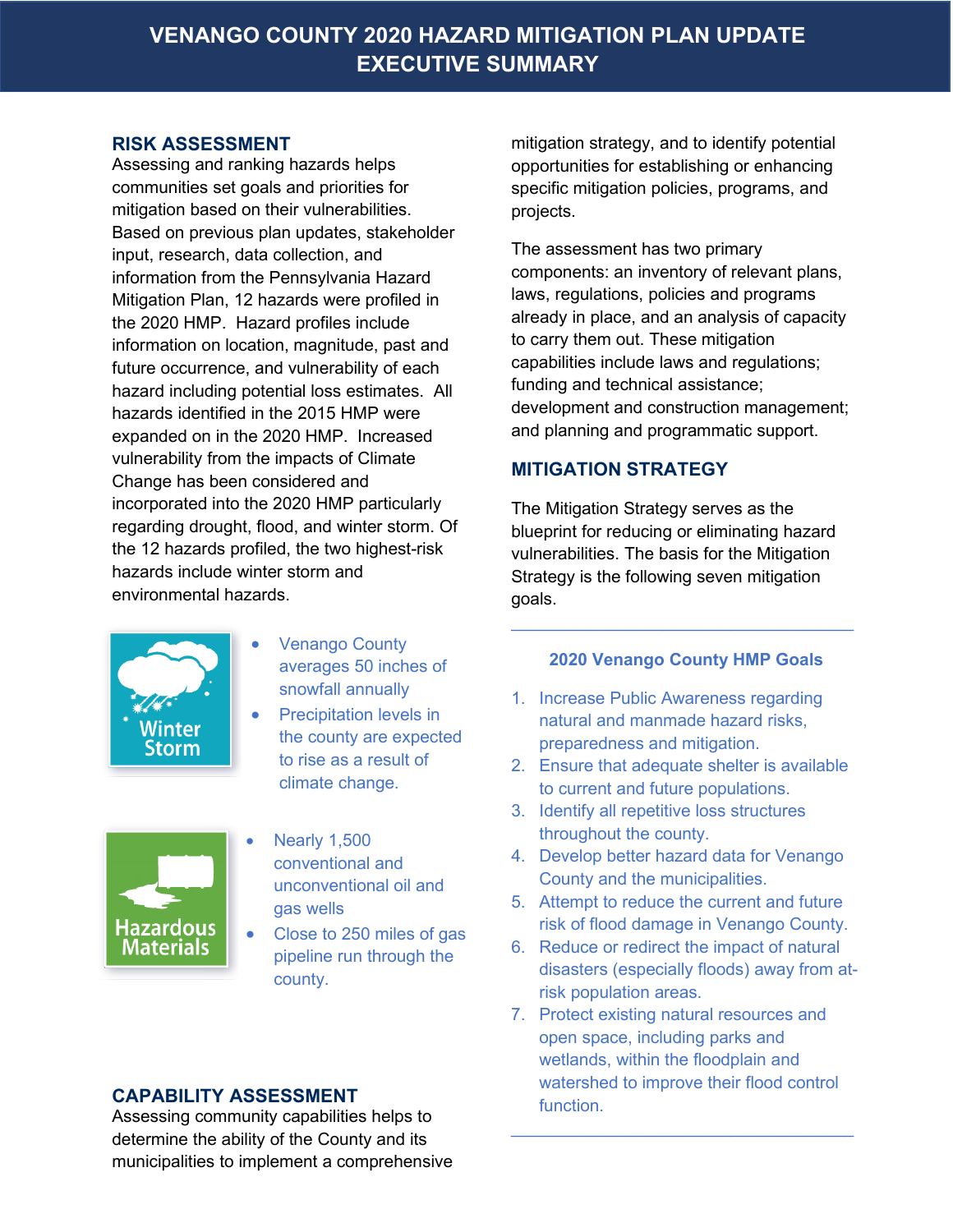# VENANGO COUNTY 2020 HAZARD MITIGATION PLAN UPDATE EXECUTIVE SUMMARY

## RISK ASSESSMENT

Assessing and ranking hazards helps communities set goals and priorities for mitigation based on their vulnerabilities. Based on previous plan updates, stakeholder input, research, data collection, and information from the Pennsylvania Hazard Mitigation Plan, 12 hazards were profiled in the 2020 HMP. Hazard profiles include information on location, magnitude, past and future occurrence, and vulnerability of each hazard including potential loss estimates. All hazards identified in the 2015 HMP were expanded on in the 2020 HMP. Increased vulnerability from the impacts of Climate Change has been considered and incorporated into the 2020 HMP particularly regarding drought, flood, and winter storm. Of the 12 hazards profiled, the two highest-risk hazards include winter storm and environmental hazards.

Winter Storm

- Venango County averages 50 inches of snowfall annually
- Precipitation levels in the county are expected to rise as a result of climate change.

Hazardous Materials

- Nearly 1,500 conventional and unconventional oil and gas wells
- Close to 250 miles of gas pipeline run through the county.

## CAPABILITY ASSESSMENT

Assessing community capabilities helps to determine the ability of the County and its municipalities to implement a comprehensive mitigation strategy, and to identify potential opportunities for establishing or enhancing specific mitigation policies, programs, and projects.

The assessment has two primary components: an inventory of relevant plans, laws, regulations, policies and programs already in place, and an analysis of capacity to carry them out. These mitigation capabilities include laws and regulations; funding and technical assistance; development and construction management; and planning and programmatic support.

## MITIGATION STRATEGY

The Mitigation Strategy serves as the blueprint for reducing or eliminating hazard vulnerabilities. The basis for the Mitigation Strategy is the following seven mitigation goals.

### 2020 Venango County HMP Goals

1. Increase Public Awareness regarding natural and manmade hazard risks, preparedness and mitigation.
2. Ensure that adequate shelter is available to current and future populations.
3. Identify all repetitive loss structures throughout the county.
4. Develop better hazard data for Venango County and the municipalities.
5. Attempt to reduce the current and future risk of flood damage in Venango County.
6. Reduce or redirect the impact of natural disasters (especially floods) away from at-risk population areas.
7. Protect existing natural resources and open space, including parks and wetlands, within the floodplain and watershed to improve their flood control function.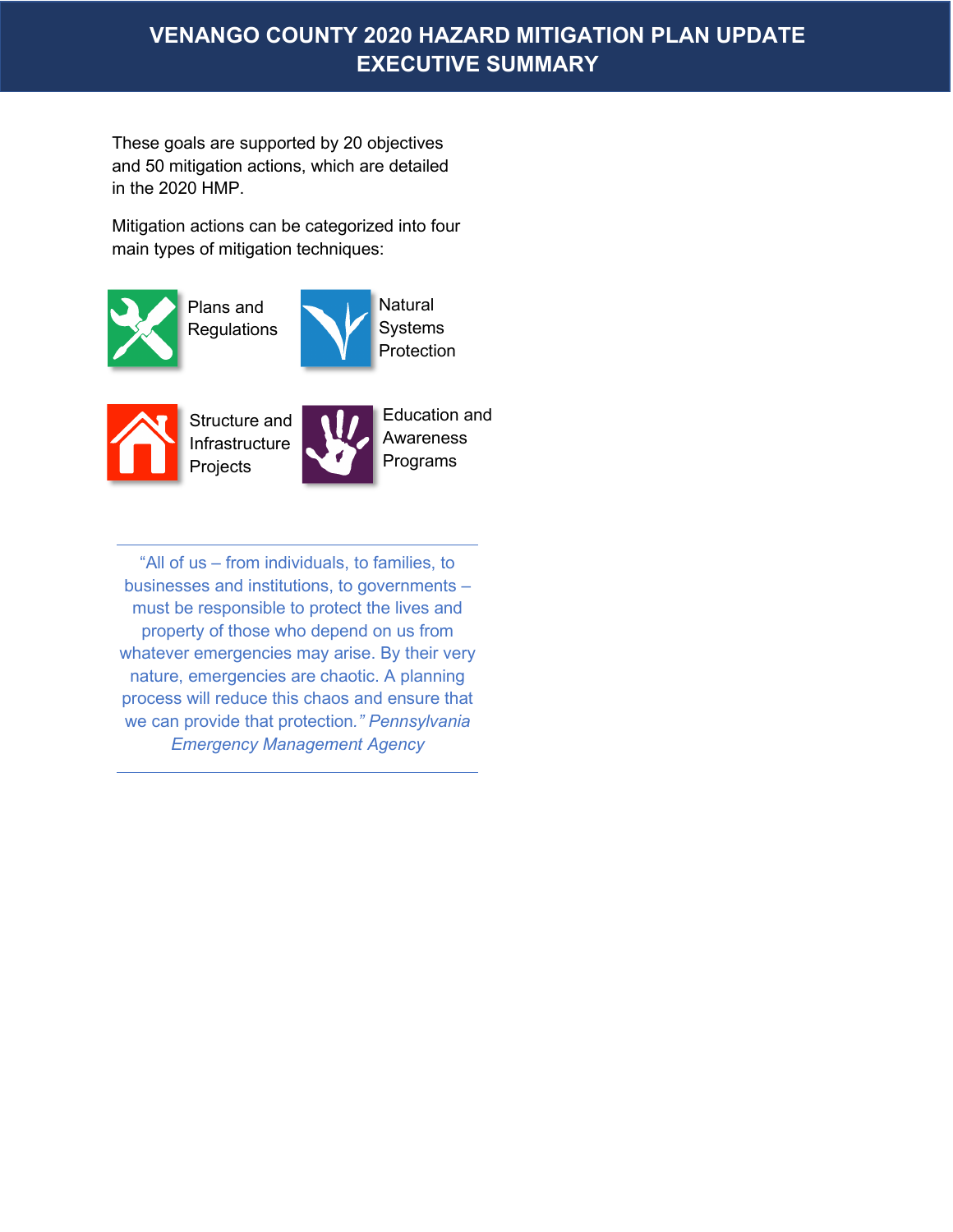These goals are supported by 20 objectives and 50 mitigation actions, which are detailed in the 2020 HMP.

Mitigation actions can be categorized into four main types of mitigation techniques:

- Plans and Regulations
- Natural Systems Protection
- Structure and Infrastructure Projects
- Education and Awareness Programs

---

"All of us – from individuals, to families, to businesses and institutions, to governments – must be responsible to protect the lives and property of those who depend on us from whatever emergencies may arise. By their very nature, emergencies are chaotic. A planning process will reduce this chaos and ensure that we can provide that protection." *Pennsylvania Emergency Management Agency*

---